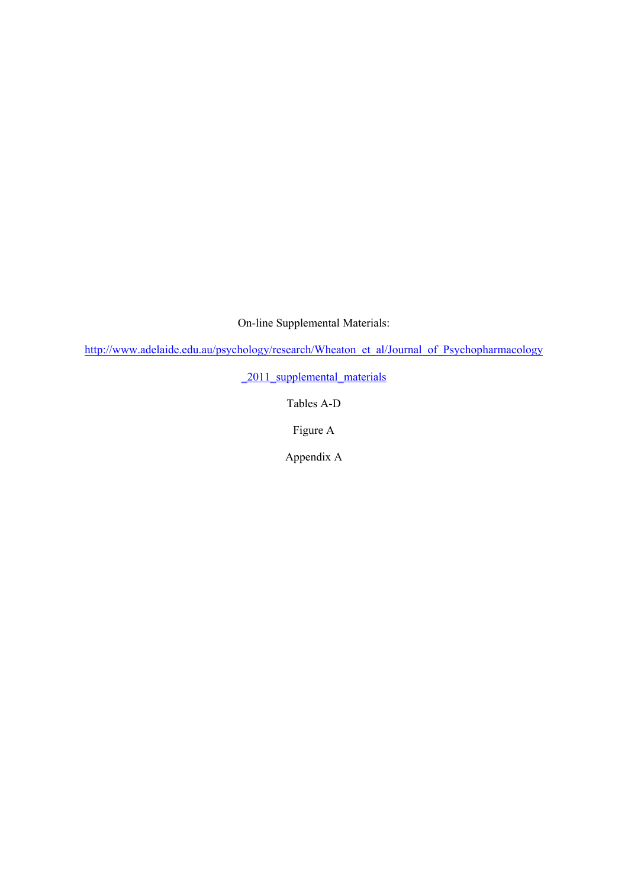On-line Supplemental Materials:

http://www.adelaide.edu.au/psychology/research/Wheaton_et_al/Journal_of_Psychopharmacology_2011_supplemental_materials

Tables A-D

Figure A

Appendix A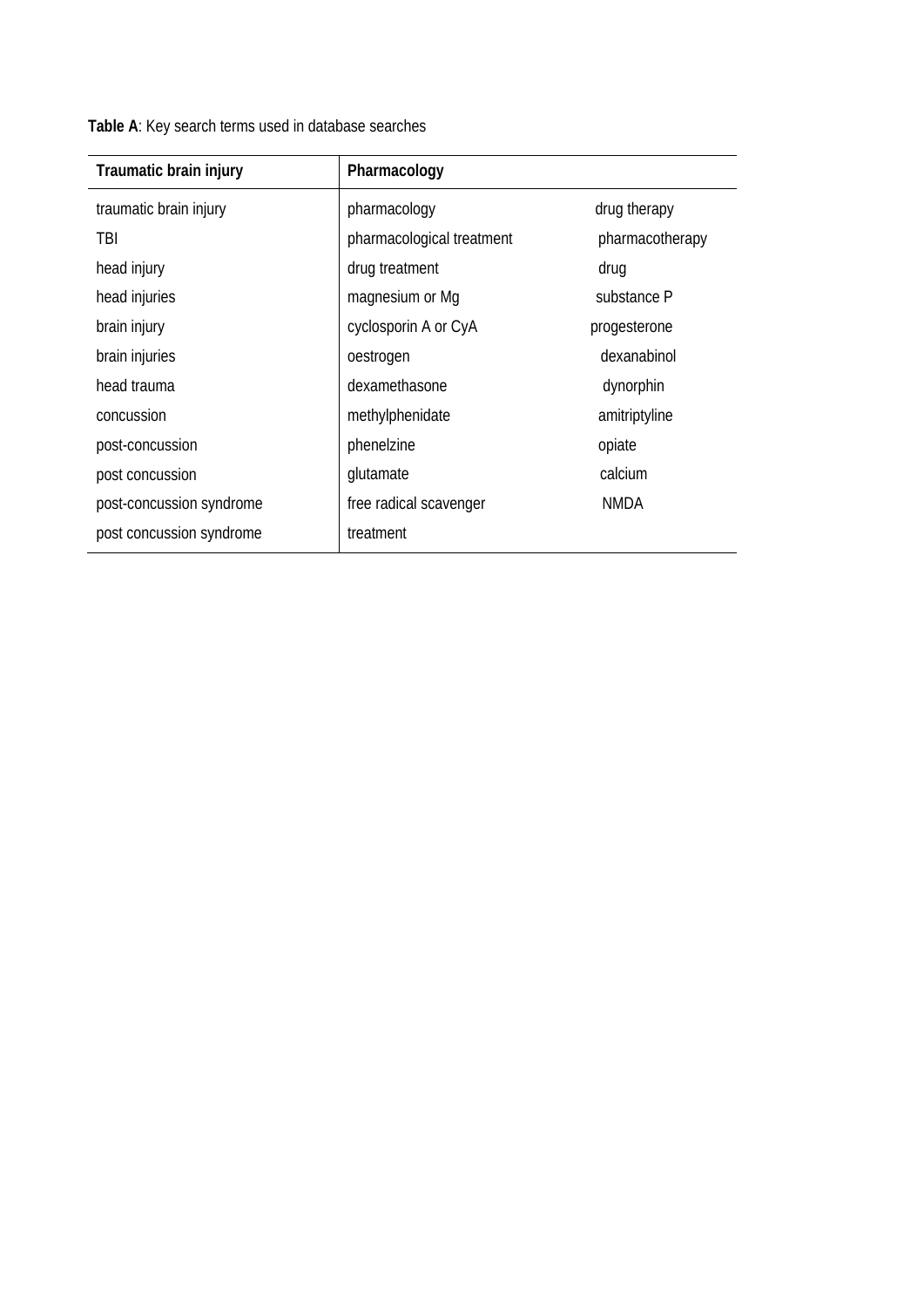**Table A**: Key search terms used in database searches

| Traumatic brain injury | Pharmacology | |
|---|---|---|
| traumatic brain injury | pharmacology | drug therapy |
| TBI | pharmacological treatment | pharmacotherapy |
| head injury | drug treatment | drug |
| head injuries | magnesium or Mg | substance P |
| brain injury | cyclosporin A or CyA | progesterone |
| brain injuries | oestrogen | dexanabinol |
| head trauma | dexamethasone | dynorphin |
| concussion | methylphenidate | amitriptyline |
| post-concussion | phenelzine | opiate |
| post concussion | glutamate | calcium |
| post-concussion syndrome | free radical scavenger | NMDA |
| post concussion syndrome | treatment | |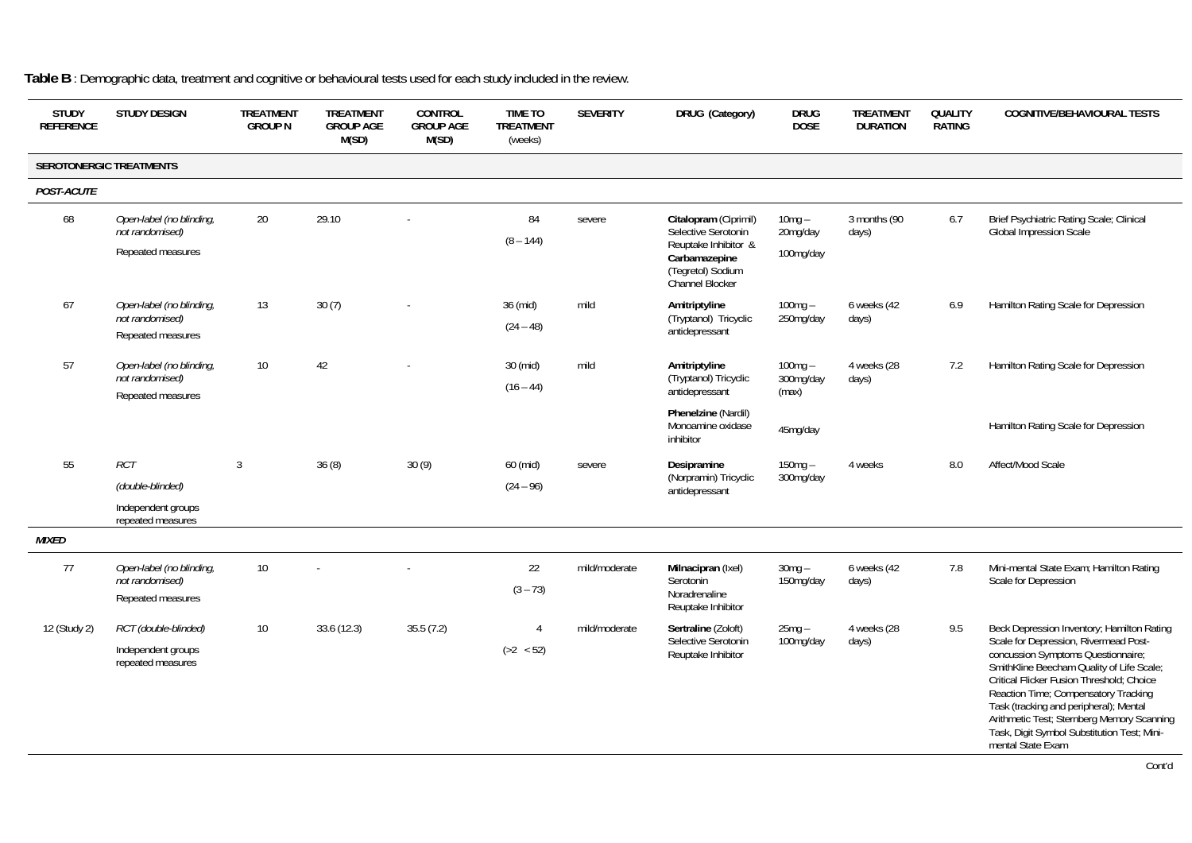**Table B**: Demographic data, treatment and cognitive or behavioural tests used for each study included in the review.

| STUDY REFERENCE | STUDY DESIGN | TREATMENT GROUP N | TREATMENT GROUP AGE M(SD) | CONTROL GROUP AGE M(SD) | TIME TO TREATMENT (weeks) | SEVERITY | DRUG (Category) | DRUG DOSE | TREATMENT DURATION | QUALITY RATING | COGNITIVE/BEHAVIOURAL TESTS |
|---|---|---|---|---|---|---|---|---|---|---|---|
| **SEROTONERGIC TREATMENTS** | | | | | | | | | | | |
| ***POST-ACUTE*** | | | | | | | | | | | |
| 68 | *Open-label (no blinding, not randomised)* Repeated measures | 20 | 29.10 | - | 84 (8 – 144) | severe | **Citalopram** (Ciprimil) Selective Serotonin Reuptake Inhibitor & **Carbamazepine** (Tegretol) Sodium Channel Blocker | 10mg – 20mg/day 100mg/day | 3 months (90 days) | 6.7 | Brief Psychiatric Rating Scale; Clinical Global Impression Scale |
| 67 | *Open-label (no blinding, not randomised)* Repeated measures | 13 | 30 (7) | - | 36 (mid) (24 – 48) | mild | **Amitriptyline** (Tryptanol) Tricyclic antidepressant | 100mg – 250mg/day | 6 weeks (42 days) | 6.9 | Hamilton Rating Scale for Depression |
| 57 | *Open-label (no blinding, not randomised)* Repeated measures | 10 | 42 | - | 30 (mid) (16 – 44) | mild | **Amitriptyline** (Tryptanol) Tricyclic antidepressant | 100mg – 300mg/day (max) | 4 weeks (28 days) | 7.2 | Hamilton Rating Scale for Depression |
| | | | | | | | **Phenelzine** (Nardil) Monoamine oxidase inhibitor | 45mg/day | | | Hamilton Rating Scale for Depression |
| 55 | *RCT (double-blinded)* Independent groups repeated measures | 3 | 36 (8) | 30 (9) | 60 (mid) (24 – 96) | severe | **Desipramine** (Norpramin) Tricyclic antidepressant | 150mg – 300mg/day | 4 weeks | 8.0 | Affect/Mood Scale |
| ***MIXED*** | | | | | | | | | | | |
| 77 | *Open-label (no blinding, not randomised)* Repeated measures | 10 | - | - | 22 (3 – 73) | mild/moderate | **Milnacipran** (Ixel) Serotonin Noradrenaline Reuptake Inhibitor | 30mg – 150mg/day | 6 weeks (42 days) | 7.8 | Mini-mental State Exam; Hamilton Rating Scale for Depression |
| 12 (Study 2) | *RCT (double-blinded)* Independent groups repeated measures | 10 | 33.6 (12.3) | 35.5 (7.2) | 4 (>2 < 52) | mild/moderate | **Sertraline** (Zoloft) Selective Serotonin Reuptake Inhibitor | 25mg – 100mg/day | 4 weeks (28 days) | 9.5 | Beck Depression Inventory; Hamilton Rating Scale for Depression, Rivermead Post-concussion Symptoms Questionnaire; SmithKline Beecham Quality of Life Scale; Critical Flicker Fusion Threshold; Choice Reaction Time; Compensatory Tracking Task (tracking and peripheral); Mental Arithmetic Test; Sternberg Memory Scanning Task, Digit Symbol Substitution Test; Mini-mental State Exam |

Cont'd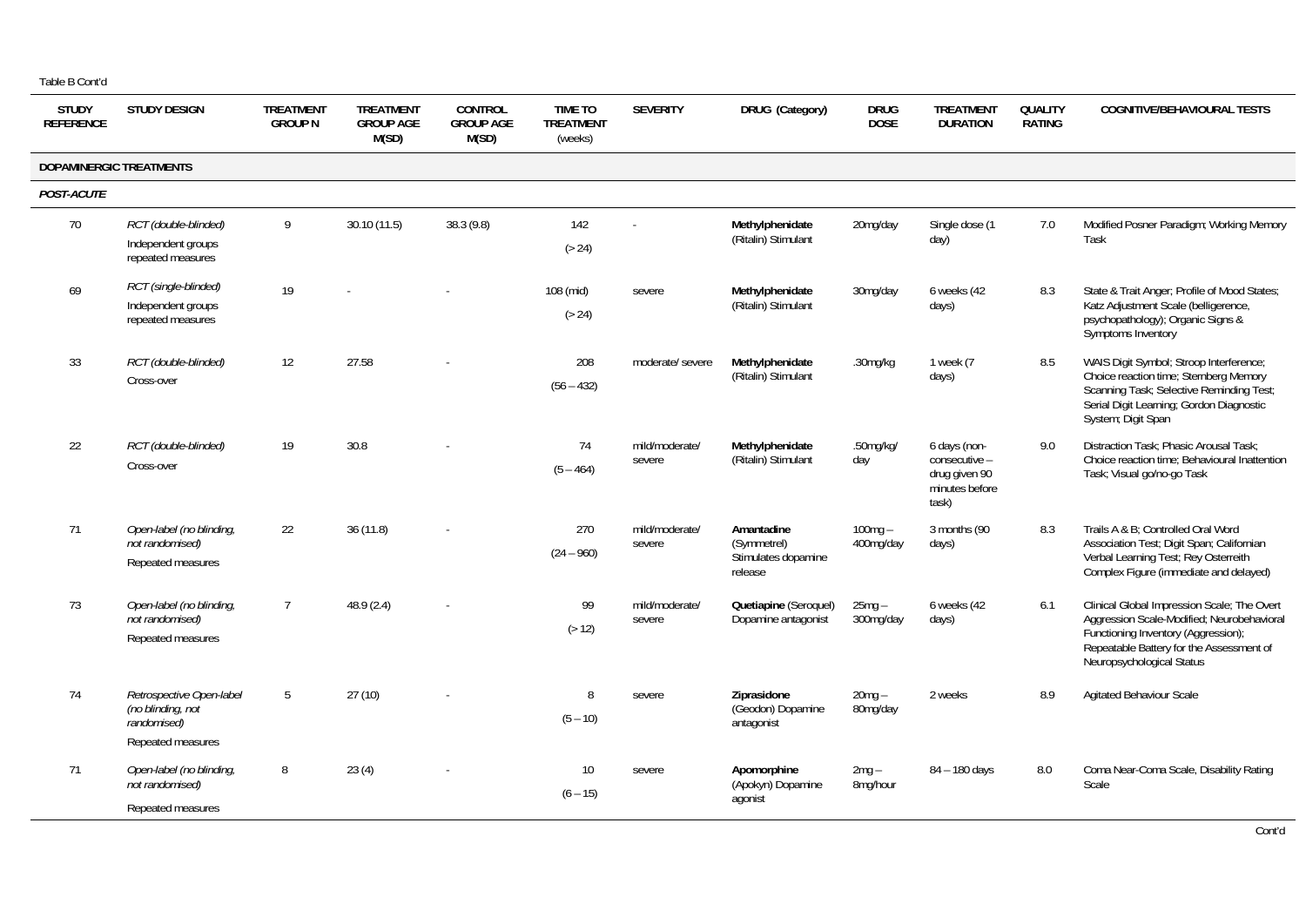Table B Cont'd

| STUDY REFERENCE | STUDY DESIGN | TREATMENT GROUP N | TREATMENT GROUP AGE M(SD) | CONTROL GROUP AGE M(SD) | TIME TO TREATMENT (weeks) | SEVERITY | DRUG (Category) | DRUG DOSE | TREATMENT DURATION | QUALITY RATING | COGNITIVE/BEHAVIOURAL TESTS |
|---|---|---|---|---|---|---|---|---|---|---|---|
| **DOPAMINERGIC TREATMENTS** | | | | | | | | | | | |
| ***POST-ACUTE*** | | | | | | | | | | | |
| 70 | *RCT (double-blinded)* Independent groups repeated measures | 9 | 30.10 (11.5) | 38.3 (9.8) | 142 (> 24) | - | **Methylphenidate** (Ritalin) Stimulant | 20mg/day | Single dose (1 day) | 7.0 | Modified Posner Paradigm; Working Memory Task |
| 69 | *RCT (single-blinded)* Independent groups repeated measures | 19 | - | - | 108 (mid) (> 24) | severe | **Methylphenidate** (Ritalin) Stimulant | 30mg/day | 6 weeks (42 days) | 8.3 | State & Trait Anger; Profile of Mood States; Katz Adjustment Scale (belligerence, psychopathology); Organic Signs & Symptoms Inventory |
| 33 | *RCT (double-blinded)* Cross-over | 12 | 27.58 | - | 208 (56 – 432) | moderate/ severe | **Methylphenidate** (Ritalin) Stimulant | .30mg/kg | 1 week (7 days) | 8.5 | WAIS Digit Symbol; Stroop Interference; Choice reaction time; Sternberg Memory Scanning Task; Selective Reminding Test; Serial Digit Learning; Gordon Diagnostic System; Digit Span |
| 22 | *RCT (double-blinded)* Cross-over | 19 | 30.8 | - | 74 (5 – 464) | mild/moderate/ severe | **Methylphenidate** (Ritalin) Stimulant | .50mg/kg/ day | 6 days (non-consecutive – drug given 90 minutes before task) | 9.0 | Distraction Task; Phasic Arousal Task; Choice reaction time; Behavioural Inattention Task; Visual go/no-go Task |
| 71 | *Open-label (no blinding, not randomised)* Repeated measures | 22 | 36 (11.8) | - | 270 (24 – 960) | mild/moderate/ severe | **Amantadine** (Symmetrel) Stimulates dopamine release | 100mg – 400mg/day | 3 months (90 days) | 8.3 | Trails A & B; Controlled Oral Word Association Test; Digit Span; Californian Verbal Learning Test; Rey Osterreith Complex Figure (immediate and delayed) |
| 73 | *Open-label (no blinding, not randomised)* Repeated measures | 7 | 48.9 (2.4) | - | 99 (> 12) | mild/moderate/ severe | **Quetiapine** (Seroquel) Dopamine antagonist | 25mg – 300mg/day | 6 weeks (42 days) | 6.1 | Clinical Global Impression Scale; The Overt Aggression Scale-Modified; Neurobehavioral Functioning Inventory (Aggression); Repeatable Battery for the Assessment of Neuropsychological Status |
| 74 | *Retrospective Open-label (no blinding, not randomised)* Repeated measures | 5 | 27 (10) | - | 8 (5 – 10) | severe | **Ziprasidone** (Geodon) Dopamine antagonist | 20mg – 80mg/day | 2 weeks | 8.9 | Agitated Behaviour Scale |
| 71 | *Open-label (no blinding, not randomised)* Repeated measures | 8 | 23 (4) | - | 10 (6 – 15) | severe | **Apomorphine** (Apokyn) Dopamine agonist | 2mg – 8mg/hour | 84 – 180 days | 8.0 | Coma Near-Coma Scale, Disability Rating Scale |

Cont'd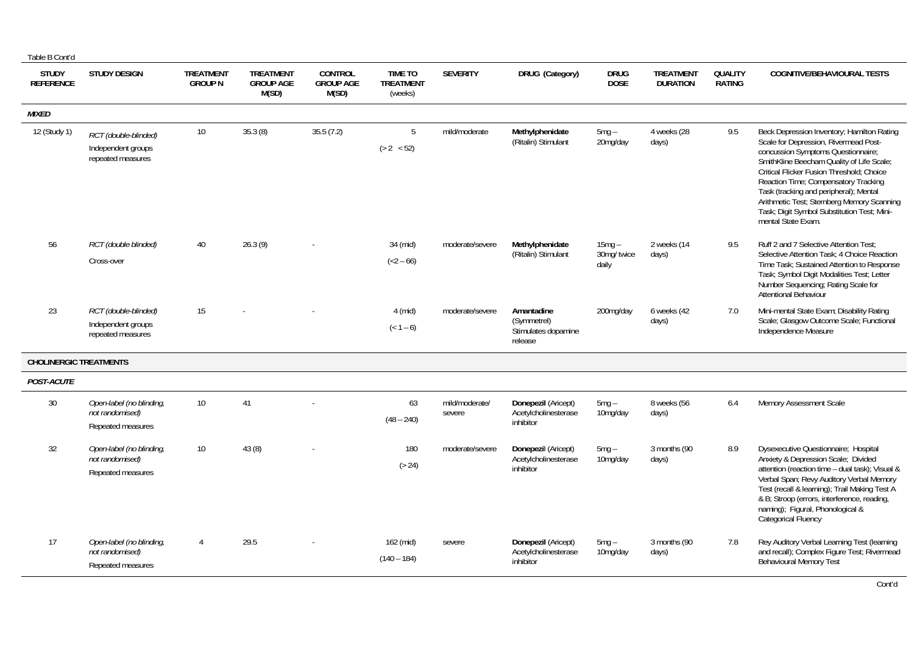Table B Cont'd

| STUDY REFERENCE | STUDY DESIGN | TREATMENT GROUP N | TREATMENT GROUP AGE M(SD) | CONTROL GROUP AGE M(SD) | TIME TO TREATMENT (weeks) | SEVERITY | DRUG (Category) | DRUG DOSE | TREATMENT DURATION | QUALITY RATING | COGNITIVE/BEHAVIOURAL TESTS |
|---|---|---|---|---|---|---|---|---|---|---|---|
| ***MIXED*** | | | | | | | | | | | |
| 12 (Study 1) | *RCT (double-blinded)* Independent groups repeated measures | 10 | 35.3 (8) | 35.5 (7.2) | 5 (> 2 < 52) | mild/moderate | **Methylphenidate** (Ritalin) Stimulant | 5mg – 20mg/day | 4 weeks (28 days) | 9.5 | Beck Depression Inventory; Hamilton Rating Scale for Depression, Rivermead Post-concussion Symptoms Questionnaire; SmithKline Beecham Quality of Life Scale; Critical Flicker Fusion Threshold; Choice Reaction Time; Compensatory Tracking Task (tracking and peripheral); Mental Arithmetic Test; Sternberg Memory Scanning Task; Digit Symbol Substitution Test; Mini-mental State Exam. |
| 56 | *RCT (double blinded)* Cross-over | 40 | 26.3 (9) | - | 34 (mid) (<2 – 66) | moderate/severe | **Methylphenidate** (Ritalin) Stimulant | 15mg – 30mg/ twice daily | 2 weeks (14 days) | 9.5 | Ruff 2 and 7 Selective Attention Test; Selective Attention Task; 4 Choice Reaction Time Task; Sustained Attention to Response Task; Symbol Digit Modalities Test; Letter Number Sequencing; Rating Scale for Attentional Behaviour |
| 23 | *RCT (double-blinded)* Independent groups repeated measures | 15 | - | - | 4 (mid) (< 1 – 6) | moderate/severe | **Amantadine** (Symmetrel) Stimulates dopamine release | 200mg/day | 6 weeks (42 days) | 7.0 | Mini-mental State Exam; Disability Rating Scale; Glasgow Outcome Scale; Functional Independence Measure |
| **CHOLINERGIC TREATMENTS** | | | | | | | | | | | |
| ***POST-ACUTE*** | | | | | | | | | | | |
| 30 | *Open-label (no blinding, not randomised)* Repeated measures | 10 | 41 | - | 63 (48 – 240) | mild/moderate/ severe | **Donepezil** (Aricept) Acetylcholinesterase inhibitor | 5mg – 10mg/day | 8 weeks (56 days) | 6.4 | Memory Assessment Scale |
| 32 | *Open-label (no blinding, not randomised)* Repeated measures | 10 | 43 (8) | - | 180 (> 24) | moderate/severe | **Donepezil** (Aricept) Acetylcholinesterase inhibitor | 5mg – 10mg/day | 3 months (90 days) | 8.9 | Dysexecutive Questionnaire; Hospital Anxiety & Depression Scale; Divided attention (reaction time – dual task); Visual & Verbal Span; Revy Auditory Verbal Memory Test (recall & learning); Trail Making Test A & B; Stroop (errors, interference, reading, naming); Figural, Phonological & Categorical Fluency |
| 17 | *Open-label (no blinding, not randomised)* Repeated measures | 4 | 29.5 | - | 162 (mid) (140 – 184) | severe | **Donepezil** (Aricept) Acetylcholinesterase inhibitor | 5mg – 10mg/day | 3 months (90 days) | 7.8 | Rey Auditory Verbal Learning Test (learning and recall); Complex Figure Test; Rivermead Behavioural Memory Test |

Cont'd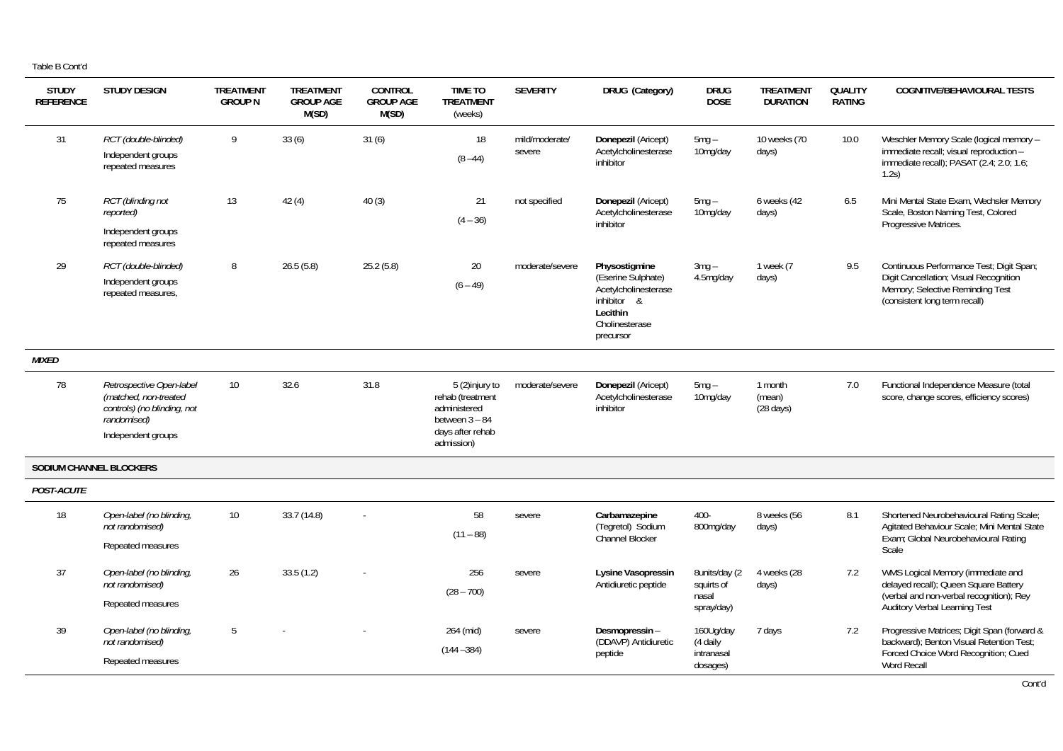Table B Cont'd

| STUDY REFERENCE | STUDY DESIGN | TREATMENT GROUP N | TREATMENT GROUP AGE M(SD) | CONTROL GROUP AGE M(SD) | TIME TO TREATMENT (weeks) | SEVERITY | DRUG (Category) | DRUG DOSE | TREATMENT DURATION | QUALITY RATING | COGNITIVE/BEHAVIOURAL TESTS |
|---|---|---|---|---|---|---|---|---|---|---|---|
| 31 | *RCT (double-blinded)* Independent groups repeated measures | 9 | 33 (6) | 31 (6) | 18 (8 – 44) | mild/moderate/ severe | **Donepezil** (Aricept) Acetylcholinesterase inhibitor | 5mg – 10mg/day | 10 weeks (70 days) | 10.0 | Weschler Memory Scale (logical memory – immediate recall; visual reproduction – immediate recall); PASAT (2.4; 2.0; 1.6; 1.2s) |
| 75 | *RCT (blinding not reported)* Independent groups repeated measures | 13 | 42 (4) | 40 (3) | 21 (4 – 36) | not specified | **Donepezil** (Aricept) Acetylcholinesterase inhibitor | 5mg – 10mg/day | 6 weeks (42 days) | 6.5 | Mini Mental State Exam, Wechsler Memory Scale, Boston Naming Test, Colored Progressive Matrices. |
| 29 | *RCT (double-blinded)* Independent groups repeated measures, | 8 | 26.5 (5.8) | 25.2 (5.8) | 20 (6 – 49) | moderate/severe | **Physostigmine** (Eserine Sulphate) Acetylcholinesterase inhibitor & **Lecithin** Cholinesterase precursor | 3mg – 4.5mg/day | 1 week (7 days) | 9.5 | Continuous Performance Test; Digit Span; Digit Cancellation; Visual Recognition Memory; Selective Reminding Test (consistent long term recall) |
| ***MIXED*** | | | | | | | | | | | |
| 78 | *Retrospective Open-label (matched, non-treated controls) (no blinding, not randomised)* Independent groups | 10 | 32.6 | 31.8 | 5 (2)injury to rehab (treatment administered between 3 – 84 days after rehab admission) | moderate/severe | **Donepezil** (Aricept) Acetylcholinesterase inhibitor | 5mg – 10mg/day | 1 month (mean) (28 days) | 7.0 | Functional Independence Measure (total score, change scores, efficiency scores) |
| **SODIUM CHANNEL BLOCKERS** | | | | | | | | | | | |
| ***POST-ACUTE*** | | | | | | | | | | | |
| 18 | *Open-label (no blinding, not randomised)* Repeated measures | 10 | 33.7 (14.8) | - | 58 (11 – 88) | severe | **Carbamazepine** (Tegretol) Sodium Channel Blocker | 400-800mg/day | 8 weeks (56 days) | 8.1 | Shortened Neurobehavioural Rating Scale; Agitated Behaviour Scale; Mini Mental State Exam; Global Neurobehavioural Rating Scale |
| 37 | *Open-label (no blinding, not randomised)* Repeated measures | 26 | 33.5 (1.2) | - | 256 (28 – 700) | severe | **Lysine Vasopressin** Antidiuretic peptide | 8units/day (2 squirts of nasal spray/day) | 4 weeks (28 days) | 7.2 | WMS Logical Memory (immediate and delayed recall); Queen Square Battery (verbal and non-verbal recognition); Rey Auditory Verbal Learning Test |
| 39 | *Open-label (no blinding, not randomised)* Repeated measures | 5 | - | - | 264 (mid) (144 – 384) | severe | **Desmopressin** – (DDAVP) Antidiuretic peptide | 160Ug/day (4 daily intranasal dosages) | 7 days | 7.2 | Progressive Matrices; Digit Span (forward & backward); Benton Visual Retention Test; Forced Choice Word Recognition; Cued Word Recall |

Cont'd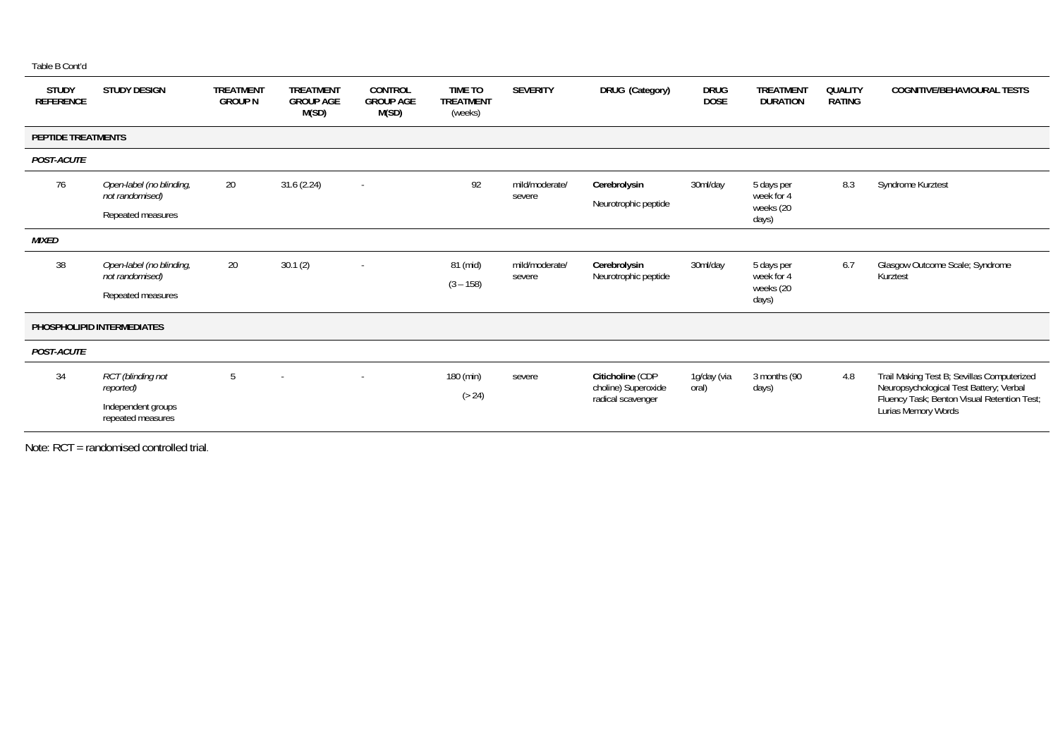Table B Cont'd

| STUDY REFERENCE | STUDY DESIGN | TREATMENT GROUP N | TREATMENT GROUP AGE M(SD) | CONTROL GROUP AGE M(SD) | TIME TO TREATMENT (weeks) | SEVERITY | DRUG (Category) | DRUG DOSE | TREATMENT DURATION | QUALITY RATING | COGNITIVE/BEHAVIOURAL TESTS |
|---|---|---|---|---|---|---|---|---|---|---|---|
| **PEPTIDE TREATMENTS** | | | | | | | | | | | |
| ***POST-ACUTE*** | | | | | | | | | | | |
| 76 | *Open-label (no blinding, not randomised)* Repeated measures | 20 | 31.6 (2.24) | - | 92 | mild/moderate/ severe | **Cerebrolysin** Neurotrophic peptide | 30ml/day | 5 days per week for 4 weeks (20 days) | 8.3 | Syndrome Kurztest |
| ***MIXED*** | | | | | | | | | | | |
| 38 | *Open-label (no blinding, not randomised)* Repeated measures | 20 | 30.1 (2) | - | 81 (mid) (3 – 158) | mild/moderate/ severe | **Cerebrolysin** Neurotrophic peptide | 30ml/day | 5 days per week for 4 weeks (20 days) | 6.7 | Glasgow Outcome Scale; Syndrome Kurztest |
| **PHOSPHOLIPID INTERMEDIATES** | | | | | | | | | | | |
| ***POST-ACUTE*** | | | | | | | | | | | |
| 34 | *RCT (blinding not reported)* Independent groups repeated measures | 5 | - | - | 180 (min) (> 24) | severe | **Citicholine** (CDP choline) Superoxide radical scavenger | 1g/day (via oral) | 3 months (90 days) | 4.8 | Trail Making Test B; Sevillas Computerized Neuropsychological Test Battery; Verbal Fluency Task; Benton Visual Retention Test; Lurias Memory Words |

Note: RCT = randomised controlled trial.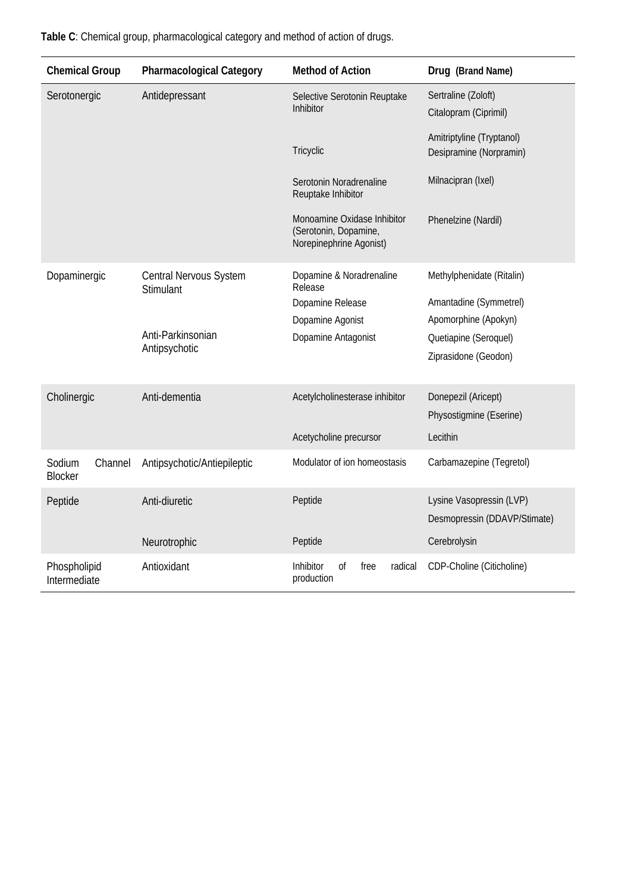**Table C**: Chemical group, pharmacological category and method of action of drugs.

| Chemical Group | Pharmacological Category | Method of Action | Drug (Brand Name) |
|---|---|---|---|
| Serotonergic | Antidepressant | Selective Serotonin Reuptake Inhibitor | Sertraline (Zoloft) Citalopram (Ciprimil) |
| | | Tricyclic | Amitriptyline (Tryptanol) Desipramine (Norpramin) |
| | | Serotonin Noradrenaline Reuptake Inhibitor | Milnacipran (Ixel) |
| | | Monoamine Oxidase Inhibitor (Serotonin, Dopamine, Norepinephrine Agonist) | Phenelzine (Nardil) |
| Dopaminergic | Central Nervous System Stimulant | Dopamine & Noradrenaline Release | Methylphenidate (Ritalin) |
| | | Dopamine Release | Amantadine (Symmetrel) |
| | | Dopamine Agonist | Apomorphine (Apokyn) |
| | Anti-Parkinsonian Antipsychotic | Dopamine Antagonist | Quetiapine (Seroquel) Ziprasidone (Geodon) |
| Cholinergic | Anti-dementia | Acetylcholinesterase inhibitor | Donepezil (Aricept) Physostigmine (Eserine) |
| | | Acetycholine precursor | Lecithin |
| Sodium Channel Blocker | Antipsychotic/Antiepileptic | Modulator of ion homeostasis | Carbamazepine (Tegretol) |
| Peptide | Anti-diuretic | Peptide | Lysine Vasopressin (LVP) Desmopressin (DDAVP/Stimate) |
| | Neurotrophic | Peptide | Cerebrolysin |
| Phospholipid Intermediate | Antioxidant | Inhibitor of free radical production | CDP-Choline (Citicholine) |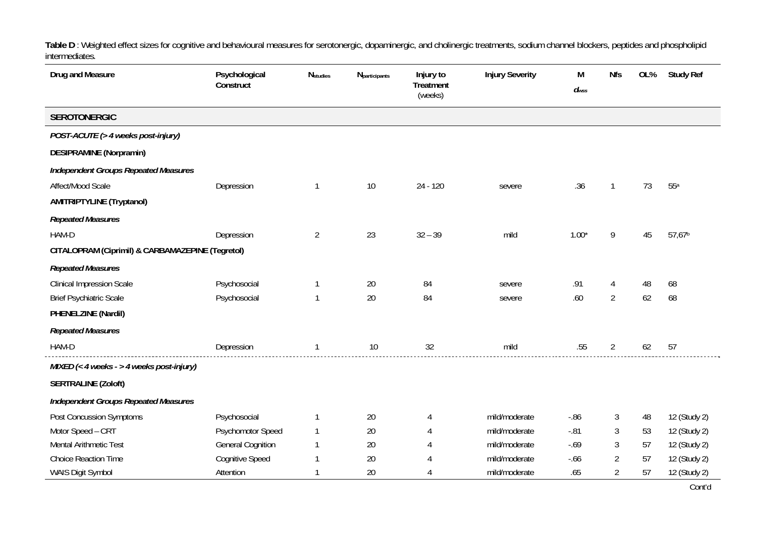**Table D** : Weighted effect sizes for cognitive and behavioural measures for serotonergic, dopaminergic, and cholinergic treatments, sodium channel blockers, peptides and phospholipid intermediates.

| Drug and Measure | Psychological Construct | $N_{studies}$ | $N_{participants}$ | Injury to Treatment (weeks) | Injury Severity | M $d_{wss}$ | Nfs | OL% | Study Ref |
|---|---|---|---|---|---|---|---|---|---|
| **SEROTONERGIC** | | | | | | | | | |
| ***POST-ACUTE (> 4 weeks post-injury)*** | | | | | | | | | |
| **DESIPRAMINE (Norpramin)** | | | | | | | | | |
| ***Independent Groups Repeated Measures*** | | | | | | | | | |
| Affect/Mood Scale | Depression | 1 | 10 | 24 - 120 | severe | .36 | 1 | 73 | 55[a] |
| **AMITRIPTYLINE (Tryptanol)** | | | | | | | | | |
| ***Repeated Measures*** | | | | | | | | | |
| HAM-D | Depression | 2 | 23 | 32 – 39 | mild | 1.00* | 9 | 45 | 57,67[b] |
| **CITALOPRAM (Ciprimil) & CARBAMAZEPINE (Tegretol)** | | | | | | | | | |
| ***Repeated Measures*** | | | | | | | | | |
| Clinical Impression Scale | Psychosocial | 1 | 20 | 84 | severe | .91 | 4 | 48 | 68 |
| Brief Psychiatric Scale | Psychosocial | 1 | 20 | 84 | severe | .60 | 2 | 62 | 68 |
| **PHENELZINE (Nardil)** | | | | | | | | | |
| ***Repeated Measures*** | | | | | | | | | |
| HAM-D | Depression | 1 | 10 | 32 | mild | .55 | 2 | 62 | 57 |
| ***MIXED (< 4 weeks - > 4 weeks post-injury)*** | | | | | | | | | |
| **SERTRALINE (Zoloft)** | | | | | | | | | |
| ***Independent Groups Repeated Measures*** | | | | | | | | | |
| Post Concussion Symptoms | Psychosocial | 1 | 20 | 4 | mild/moderate | -.86 | 3 | 48 | 12 (Study 2) |
| Motor Speed – CRT | Psychomotor Speed | 1 | 20 | 4 | mild/moderate | -.81 | 3 | 53 | 12 (Study 2) |
| Mental Arithmetic Test | General Cognition | 1 | 20 | 4 | mild/moderate | -.69 | 3 | 57 | 12 (Study 2) |
| Choice Reaction Time | Cognitive Speed | 1 | 20 | 4 | mild/moderate | -.66 | 2 | 57 | 12 (Study 2) |
| WAIS Digit Symbol | Attention | 1 | 20 | 4 | mild/moderate | .65 | 2 | 57 | 12 (Study 2) |

Cont'd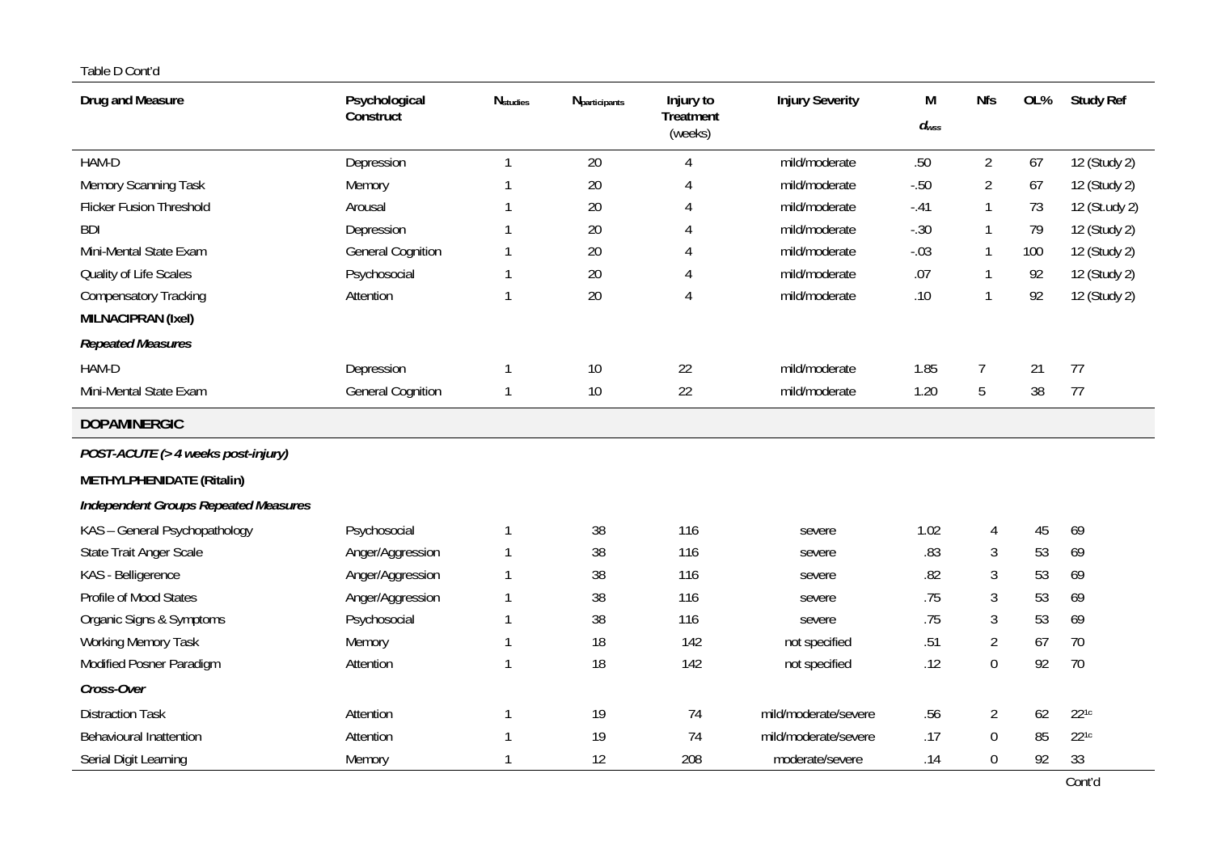Table D Cont'd

| Drug and Measure | Psychological Construct | $N_{studies}$ | $N_{participants}$ | Injury to Treatment (weeks) | Injury Severity | M $d_{wss}$ | Nfs | OL% | Study Ref |
|---|---|---|---|---|---|---|---|---|---|
| HAM-D | Depression | 1 | 20 | 4 | mild/moderate | .50 | 2 | 67 | 12 (Study 2) |
| Memory Scanning Task | Memory | 1 | 20 | 4 | mild/moderate | -.50 | 2 | 67 | 12 (Study 2) |
| Flicker Fusion Threshold | Arousal | 1 | 20 | 4 | mild/moderate | -.41 | 1 | 73 | 12 (St.udy 2) |
| BDI | Depression | 1 | 20 | 4 | mild/moderate | -.30 | 1 | 79 | 12 (Study 2) |
| Mini-Mental State Exam | General Cognition | 1 | 20 | 4 | mild/moderate | -.03 | 1 | 100 | 12 (Study 2) |
| Quality of Life Scales | Psychosocial | 1 | 20 | 4 | mild/moderate | .07 | 1 | 92 | 12 (Study 2) |
| Compensatory Tracking | Attention | 1 | 20 | 4 | mild/moderate | .10 | 1 | 92 | 12 (Study 2) |
| **MILNACIPRAN (Ixel)** | | | | | | | | | |
| ***Repeated Measures*** | | | | | | | | | |
| HAM-D | Depression | 1 | 10 | 22 | mild/moderate | 1.85 | 7 | 21 | 77 |
| Mini-Mental State Exam | General Cognition | 1 | 10 | 22 | mild/moderate | 1.20 | 5 | 38 | 77 |
| **DOPAMINERGIC** | | | | | | | | | |
| ***POST-ACUTE (> 4 weeks post-injury)*** | | | | | | | | | |
| **METHYLPHENIDATE (Ritalin)** | | | | | | | | | |
| ***Independent Groups Repeated Measures*** | | | | | | | | | |
| KAS – General Psychopathology | Psychosocial | 1 | 38 | 116 | severe | 1.02 | 4 | 45 | 69 |
| State Trait Anger Scale | Anger/Aggression | 1 | 38 | 116 | severe | .83 | 3 | 53 | 69 |
| KAS - Belligerence | Anger/Aggression | 1 | 38 | 116 | severe | .82 | 3 | 53 | 69 |
| Profile of Mood States | Anger/Aggression | 1 | 38 | 116 | severe | .75 | 3 | 53 | 69 |
| Organic Signs & Symptoms | Psychosocial | 1 | 38 | 116 | severe | .75 | 3 | 53 | 69 |
| Working Memory Task | Memory | 1 | 18 | 142 | not specified | .51 | 2 | 67 | 70 |
| Modified Posner Paradigm | Attention | 1 | 18 | 142 | not specified | .12 | 0 | 92 | 70 |
| ***Cross-Over*** | | | | | | | | | |
| Distraction Task | Attention | 1 | 19 | 74 | mild/moderate/severe | .56 | 2 | 62 | 22[1c] |
| Behavioural Inattention | Attention | 1 | 19 | 74 | mild/moderate/severe | .17 | 0 | 85 | 22[1c] |
| Serial Digit Learning | Memory | 1 | 12 | 208 | moderate/severe | .14 | 0 | 92 | 33 |

Cont'd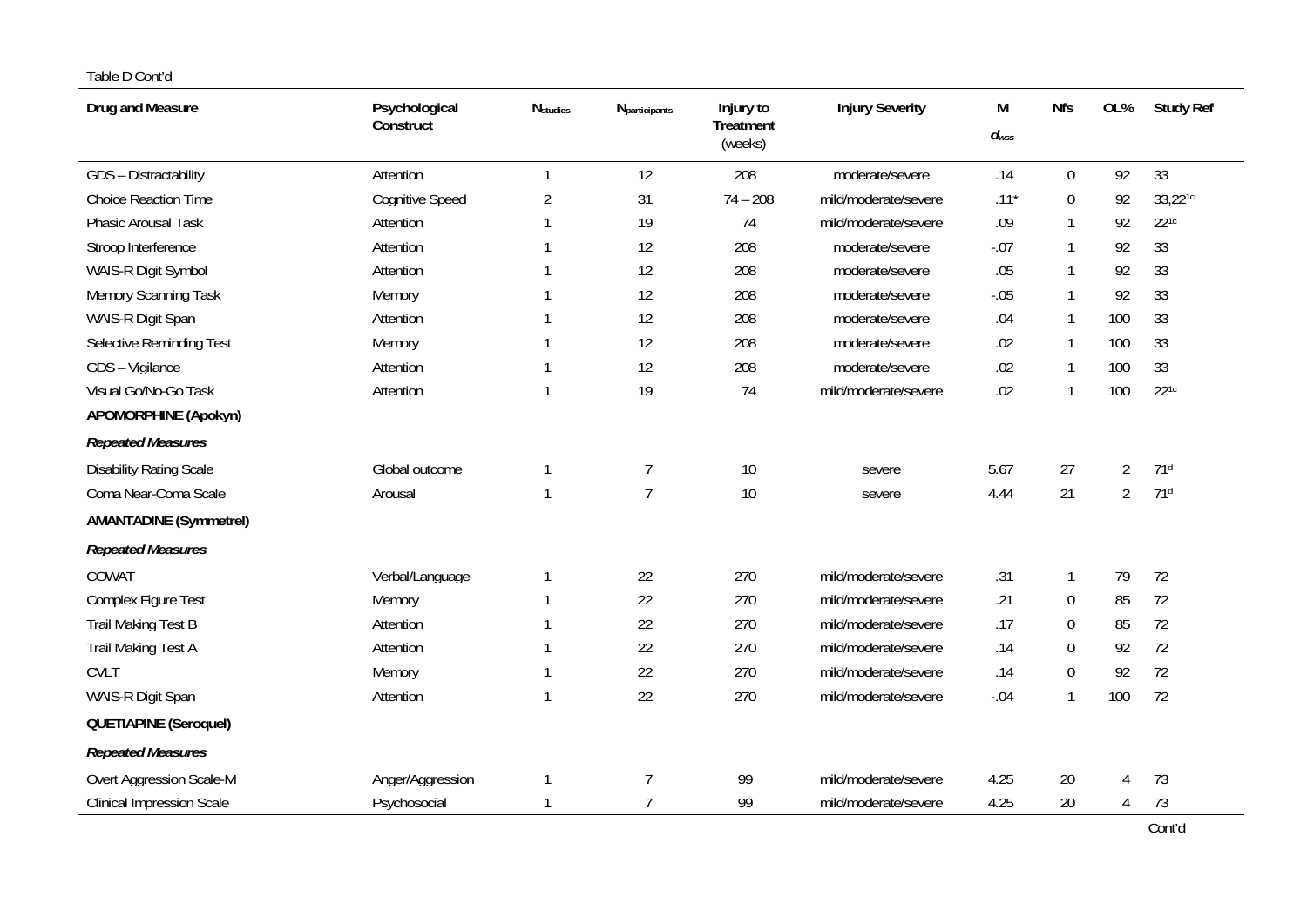Table D Cont'd

| Drug and Measure | Psychological Construct | $N_{studies}$ | $N_{participants}$ | Injury to Treatment (weeks) | Injury Severity | M $d_{wss}$ | Nfs | OL% | Study Ref |
|---|---|---|---|---|---|---|---|---|---|
| GDS – Distractability | Attention | 1 | 12 | 208 | moderate/severe | .14 | 0 | 92 | 33 |
| Choice Reaction Time | Cognitive Speed | 2 | 31 | 74 – 208 | mild/moderate/severe | .11* | 0 | 92 | 33,22[1c] |
| Phasic Arousal Task | Attention | 1 | 19 | 74 | mild/moderate/severe | .09 | 1 | 92 | 22[1c] |
| Stroop Interference | Attention | 1 | 12 | 208 | moderate/severe | -.07 | 1 | 92 | 33 |
| WAIS-R Digit Symbol | Attention | 1 | 12 | 208 | moderate/severe | .05 | 1 | 92 | 33 |
| Memory Scanning Task | Memory | 1 | 12 | 208 | moderate/severe | -.05 | 1 | 92 | 33 |
| WAIS-R Digit Span | Attention | 1 | 12 | 208 | moderate/severe | .04 | 1 | 100 | 33 |
| Selective Reminding Test | Memory | 1 | 12 | 208 | moderate/severe | .02 | 1 | 100 | 33 |
| GDS – Vigilance | Attention | 1 | 12 | 208 | moderate/severe | .02 | 1 | 100 | 33 |
| Visual Go/No-Go Task | Attention | 1 | 19 | 74 | mild/moderate/severe | .02 | 1 | 100 | 22[1c] |
| **APOMORPHINE (Apokyn)** | | | | | | | | | |
| ***Repeated Measures*** | | | | | | | | | |
| Disability Rating Scale | Global outcome | 1 | 7 | 10 | severe | 5.67 | 27 | 2 | 71[d] |
| Coma Near-Coma Scale | Arousal | 1 | 7 | 10 | severe | 4.44 | 21 | 2 | 71[d] |
| **AMANTADINE (Symmetrel)** | | | | | | | | | |
| ***Repeated Measures*** | | | | | | | | | |
| COWAT | Verbal/Language | 1 | 22 | 270 | mild/moderate/severe | .31 | 1 | 79 | 72 |
| Complex Figure Test | Memory | 1 | 22 | 270 | mild/moderate/severe | .21 | 0 | 85 | 72 |
| Trail Making Test B | Attention | 1 | 22 | 270 | mild/moderate/severe | .17 | 0 | 85 | 72 |
| Trail Making Test A | Attention | 1 | 22 | 270 | mild/moderate/severe | .14 | 0 | 92 | 72 |
| CVLT | Memory | 1 | 22 | 270 | mild/moderate/severe | .14 | 0 | 92 | 72 |
| WAIS-R Digit Span | Attention | 1 | 22 | 270 | mild/moderate/severe | -.04 | 1 | 100 | 72 |
| **QUETIAPINE (Seroquel)** | | | | | | | | | |
| ***Repeated Measures*** | | | | | | | | | |
| Overt Aggression Scale-M | Anger/Aggression | 1 | 7 | 99 | mild/moderate/severe | 4.25 | 20 | 4 | 73 |
| Clinical Impression Scale | Psychosocial | 1 | 7 | 99 | mild/moderate/severe | 4.25 | 20 | 4 | 73 |

Cont'd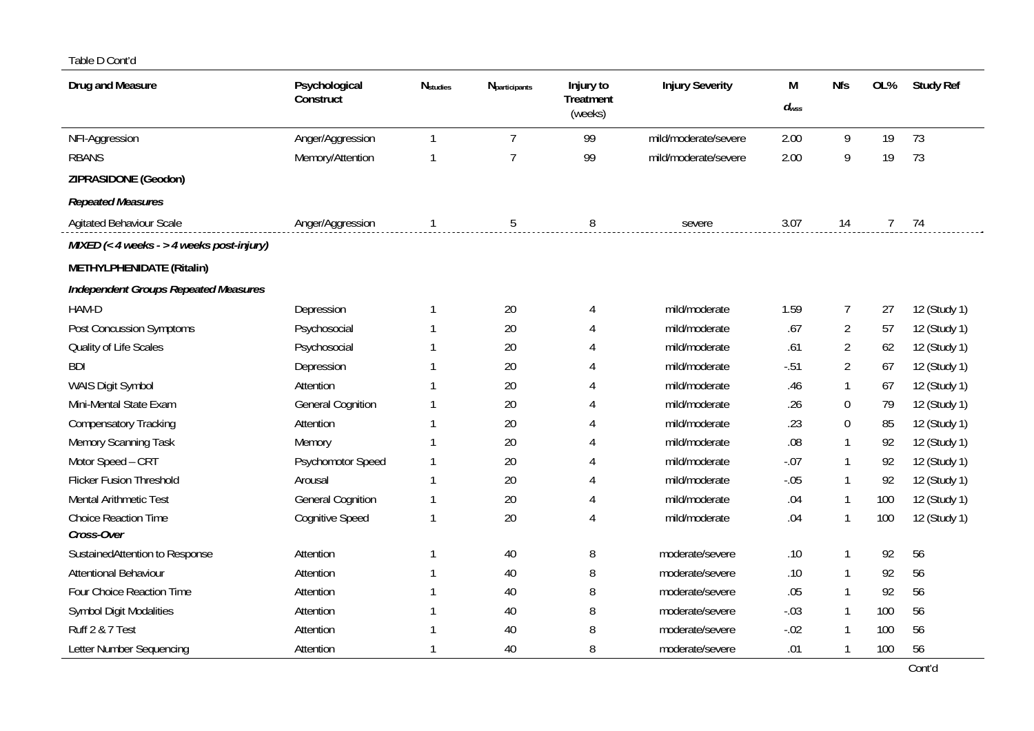Table D Cont'd

| Drug and Measure | Psychological Construct | $N_{studies}$ | $N_{participants}$ | Injury to Treatment (weeks) | Injury Severity | M $d_{wss}$ | Nfs | OL% | Study Ref |
|---|---|---|---|---|---|---|---|---|---|
| NFI-Aggression | Anger/Aggression | 1 | 7 | 99 | mild/moderate/severe | 2.00 | 9 | 19 | 73 |
| RBANS | Memory/Attention | 1 | 7 | 99 | mild/moderate/severe | 2.00 | 9 | 19 | 73 |
| **ZIPRASIDONE (Geodon)** | | | | | | | | | |
| ***Repeated Measures*** | | | | | | | | | |
| Agitated Behaviour Scale | Anger/Aggression | 1 | 5 | 8 | severe | 3.07 | 14 | 7 | 74 |
| ***MIXED (< 4 weeks - > 4 weeks post-injury)*** | | | | | | | | | |
| **METHYLPHENIDATE (Ritalin)** | | | | | | | | | |
| ***Independent Groups Repeated Measures*** | | | | | | | | | |
| HAM-D | Depression | 1 | 20 | 4 | mild/moderate | 1.59 | 7 | 27 | 12 (Study 1) |
| Post Concussion Symptoms | Psychosocial | 1 | 20 | 4 | mild/moderate | .67 | 2 | 57 | 12 (Study 1) |
| Quality of Life Scales | Psychosocial | 1 | 20 | 4 | mild/moderate | .61 | 2 | 62 | 12 (Study 1) |
| BDI | Depression | 1 | 20 | 4 | mild/moderate | -.51 | 2 | 67 | 12 (Study 1) |
| WAIS Digit Symbol | Attention | 1 | 20 | 4 | mild/moderate | .46 | 1 | 67 | 12 (Study 1) |
| Mini-Mental State Exam | General Cognition | 1 | 20 | 4 | mild/moderate | .26 | 0 | 79 | 12 (Study 1) |
| Compensatory Tracking | Attention | 1 | 20 | 4 | mild/moderate | .23 | 0 | 85 | 12 (Study 1) |
| Memory Scanning Task | Memory | 1 | 20 | 4 | mild/moderate | .08 | 1 | 92 | 12 (Study 1) |
| Motor Speed – CRT | Psychomotor Speed | 1 | 20 | 4 | mild/moderate | -.07 | 1 | 92 | 12 (Study 1) |
| Flicker Fusion Threshold | Arousal | 1 | 20 | 4 | mild/moderate | -.05 | 1 | 92 | 12 (Study 1) |
| Mental Arithmetic Test | General Cognition | 1 | 20 | 4 | mild/moderate | .04 | 1 | 100 | 12 (Study 1) |
| Choice Reaction Time | Cognitive Speed | 1 | 20 | 4 | mild/moderate | .04 | 1 | 100 | 12 (Study 1) |
| ***Cross-Over*** | | | | | | | | | |
| SustainedAttention to Response | Attention | 1 | 40 | 8 | moderate/severe | .10 | 1 | 92 | 56 |
| Attentional Behaviour | Attention | 1 | 40 | 8 | moderate/severe | .10 | 1 | 92 | 56 |
| Four Choice Reaction Time | Attention | 1 | 40 | 8 | moderate/severe | .05 | 1 | 92 | 56 |
| Symbol Digit Modalities | Attention | 1 | 40 | 8 | moderate/severe | -.03 | 1 | 100 | 56 |
| Ruff 2 & 7 Test | Attention | 1 | 40 | 8 | moderate/severe | -.02 | 1 | 100 | 56 |
| Letter Number Sequencing | Attention | 1 | 40 | 8 | moderate/severe | .01 | 1 | 100 | 56 |

Cont'd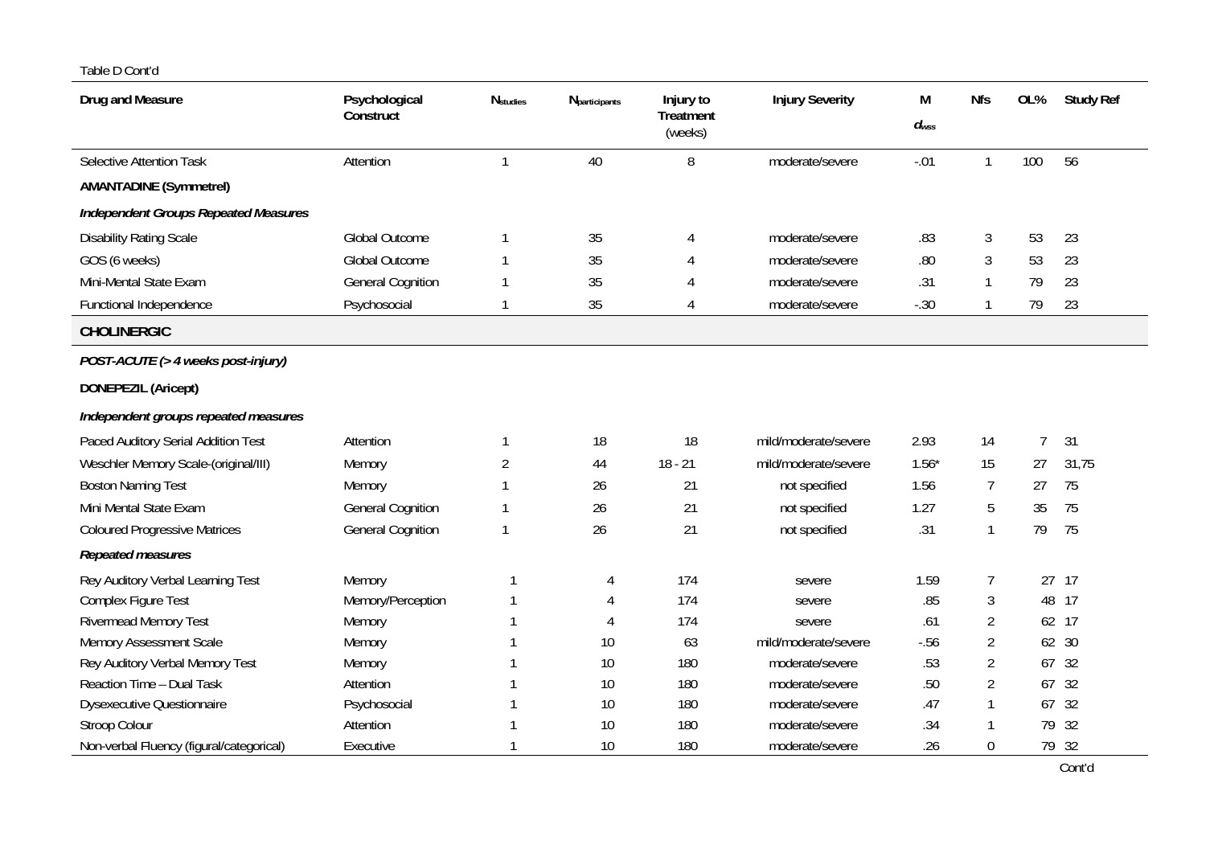Table D Cont'd

| Drug and Measure | Psychological Construct | $N_{studies}$ | $N_{participants}$ | Injury to Treatment (weeks) | Injury Severity | M $d_{wss}$ | Nfs | OL% | Study Ref |
|---|---|---|---|---|---|---|---|---|---|
| Selective Attention Task | Attention | 1 | 40 | 8 | moderate/severe | -.01 | 1 | 100 | 56 |
| **AMANTADINE (Symmetrel)** | | | | | | | | | |
| ***Independent Groups Repeated Measures*** | | | | | | | | | |
| Disability Rating Scale | Global Outcome | 1 | 35 | 4 | moderate/severe | .83 | 3 | 53 | 23 |
| GOS (6 weeks) | Global Outcome | 1 | 35 | 4 | moderate/severe | .80 | 3 | 53 | 23 |
| Mini-Mental State Exam | General Cognition | 1 | 35 | 4 | moderate/severe | .31 | 1 | 79 | 23 |
| Functional Independence | Psychosocial | 1 | 35 | 4 | moderate/severe | -.30 | 1 | 79 | 23 |
| **CHOLINERGIC** | | | | | | | | | |
| ***POST-ACUTE (> 4 weeks post-injury)*** | | | | | | | | | |
| **DONEPEZIL (Aricept)** | | | | | | | | | |
| ***Independent groups repeated measures*** | | | | | | | | | |
| Paced Auditory Serial Addition Test | Attention | 1 | 18 | 18 | mild/moderate/severe | 2.93 | 14 | 7 | 31 |
| Weschler Memory Scale-(original/III) | Memory | 2 | 44 | 18 - 21 | mild/moderate/severe | 1.56* | 15 | 27 | 31,75 |
| Boston Naming Test | Memory | 1 | 26 | 21 | not specified | 1.56 | 7 | 27 | 75 |
| Mini Mental State Exam | General Cognition | 1 | 26 | 21 | not specified | 1.27 | 5 | 35 | 75 |
| Coloured Progressive Matrices | General Cognition | 1 | 26 | 21 | not specified | .31 | 1 | 79 | 75 |
| ***Repeated measures*** | | | | | | | | | |
| Rey Auditory Verbal Learning Test | Memory | 1 | 4 | 174 | severe | 1.59 | 7 | 27 | 17 |
| Complex Figure Test | Memory/Perception | 1 | 4 | 174 | severe | .85 | 3 | 48 | 17 |
| Rivermead Memory Test | Memory | 1 | 4 | 174 | severe | .61 | 2 | 62 | 17 |
| Memory Assessment Scale | Memory | 1 | 10 | 63 | mild/moderate/severe | -.56 | 2 | 62 | 30 |
| Rey Auditory Verbal Memory Test | Memory | 1 | 10 | 180 | moderate/severe | .53 | 2 | 67 | 32 |
| Reaction Time – Dual Task | Attention | 1 | 10 | 180 | moderate/severe | .50 | 2 | 67 | 32 |
| Dysexecutive Questionnaire | Psychosocial | 1 | 10 | 180 | moderate/severe | .47 | 1 | 67 | 32 |
| Stroop Colour | Attention | 1 | 10 | 180 | moderate/severe | .34 | 1 | 79 | 32 |
| Non-verbal Fluency (figural/categorical) | Executive | 1 | 10 | 180 | moderate/severe | .26 | 0 | 79 | 32 |

Cont'd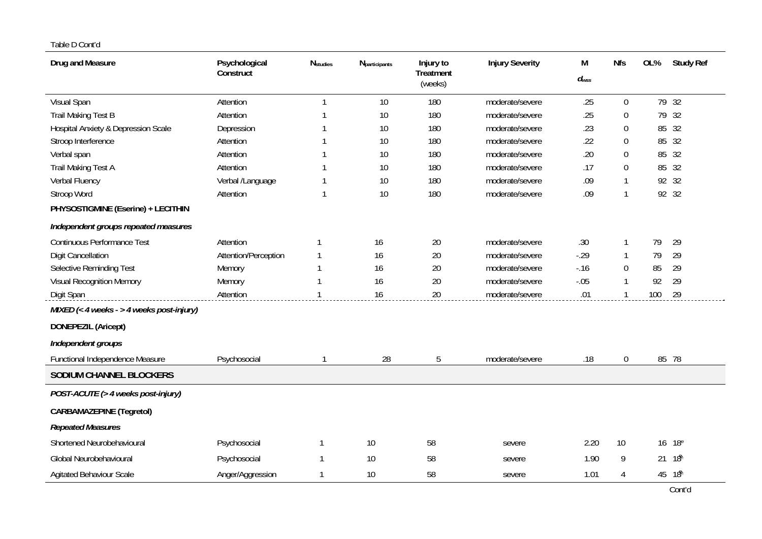Table D Cont'd

| Drug and Measure | Psychological Construct | $N_{studies}$ | $N_{participants}$ | Injury to Treatment (weeks) | Injury Severity | M $d_{wss}$ | Nfs | OL% | Study Ref |
|---|---|---|---|---|---|---|---|---|---|
| Visual Span | Attention | 1 | 10 | 180 | moderate/severe | .25 | 0 | 79 | 32 |
| Trail Making Test B | Attention | 1 | 10 | 180 | moderate/severe | .25 | 0 | 79 | 32 |
| Hospital Anxiety & Depression Scale | Depression | 1 | 10 | 180 | moderate/severe | .23 | 0 | 85 | 32 |
| Stroop Interference | Attention | 1 | 10 | 180 | moderate/severe | .22 | 0 | 85 | 32 |
| Verbal span | Attention | 1 | 10 | 180 | moderate/severe | .20 | 0 | 85 | 32 |
| Trail Making Test A | Attention | 1 | 10 | 180 | moderate/severe | .17 | 0 | 85 | 32 |
| Verbal Fluency | Verbal /Language | 1 | 10 | 180 | moderate/severe | .09 | 1 | 92 | 32 |
| Stroop Word | Attention | 1 | 10 | 180 | moderate/severe | .09 | 1 | 92 | 32 |
| **PHYSOSTIGMINE (Eserine) + LECITHIN** | | | | | | | | | |
| ***Independent groups repeated measures*** | | | | | | | | | |
| Continuous Performance Test | Attention | 1 | 16 | 20 | moderate/severe | .30 | 1 | 79 | 29 |
| Digit Cancellation | Attention/Perception | 1 | 16 | 20 | moderate/severe | -.29 | 1 | 79 | 29 |
| Selective Reminding Test | Memory | 1 | 16 | 20 | moderate/severe | -.16 | 0 | 85 | 29 |
| Visual Recognition Memory | Memory | 1 | 16 | 20 | moderate/severe | -.05 | 1 | 92 | 29 |
| Digit Span | Attention | 1 | 16 | 20 | moderate/severe | .01 | 1 | 100 | 29 |
| ***MIXED (< 4 weeks - > 4 weeks post-injury)*** | | | | | | | | | |
| **DONEPEZIL (Aricept)** | | | | | | | | | |
| ***Independent groups*** | | | | | | | | | |
| Functional Independence Measure | Psychosocial | 1 | 28 | 5 | moderate/severe | .18 | 0 | 85 | 78 |
| **SODIUM CHANNEL BLOCKERS** | | | | | | | | | |
| ***POST-ACUTE (> 4 weeks post-injury)*** | | | | | | | | | |
| **CARBAMAZEPINE (Tegretol)** | | | | | | | | | |
| ***Repeated Measures*** | | | | | | | | | |
| Shortened Neurobehavioural | Psychosocial | 1 | 10 | 58 | severe | 2.20 | 10 | 16 | 18[e] |
| Global Neurobehavioural | Psychosocial | 1 | 10 | 58 | severe | 1.90 | 9 | 21 | 18[e] |
| Agitated Behaviour Scale | Anger/Aggression | 1 | 10 | 58 | severe | 1.01 | 4 | 45 | 18[e] |

Cont'd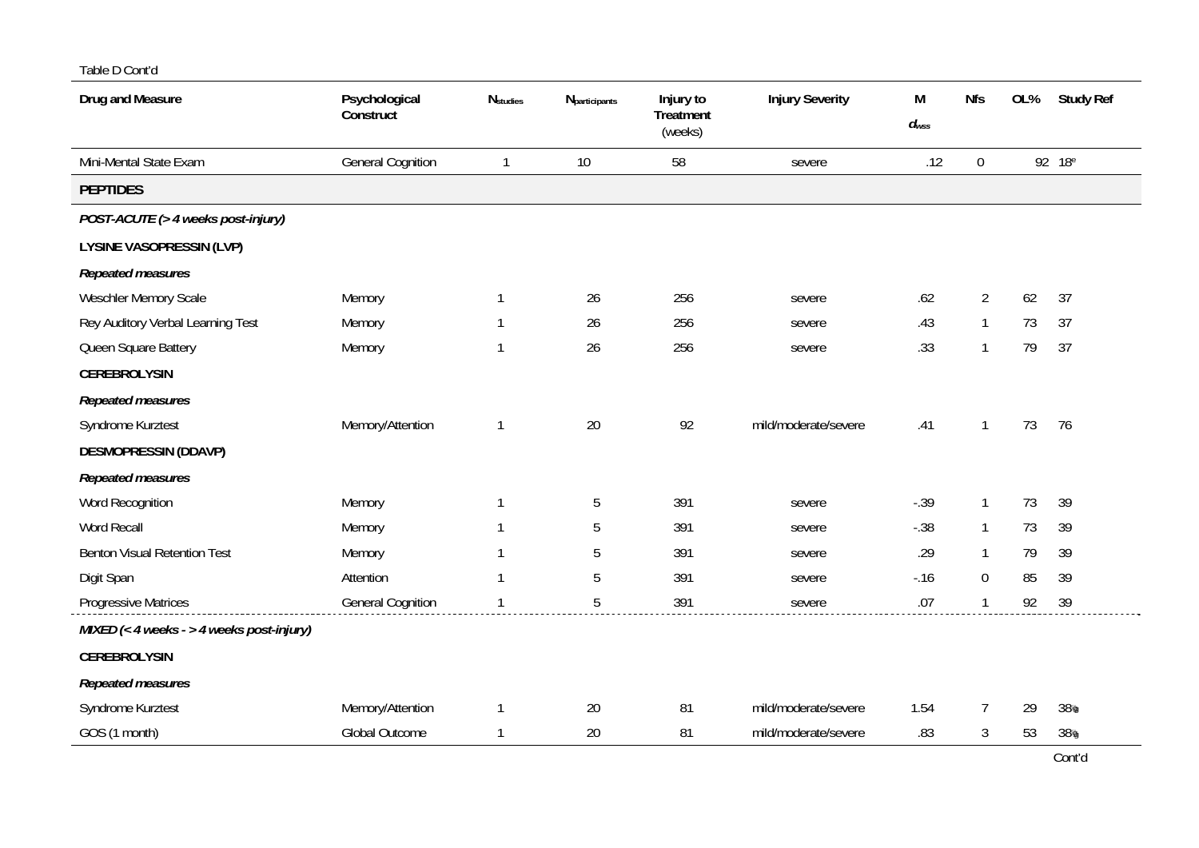Table D Cont'd

| Drug and Measure | Psychological Construct | $N_{studies}$ | $N_{participants}$ | Injury to Treatment (weeks) | Injury Severity | M $d_{wss}$ | Nfs | OL% | Study Ref |
|---|---|---|---|---|---|---|---|---|---|
| Mini-Mental State Exam | General Cognition | 1 | 10 | 58 | severe | .12 | 0 | 92 | 18[e] |
| **PEPTIDES** | | | | | | | | | |
| ***POST-ACUTE (> 4 weeks post-injury)*** | | | | | | | | | |
| **LYSINE VASOPRESSIN (LVP)** | | | | | | | | | |
| ***Repeated measures*** | | | | | | | | | |
| Weschler Memory Scale | Memory | 1 | 26 | 256 | severe | .62 | 2 | 62 | 37 |
| Rey Auditory Verbal Learning Test | Memory | 1 | 26 | 256 | severe | .43 | 1 | 73 | 37 |
| Queen Square Battery | Memory | 1 | 26 | 256 | severe | .33 | 1 | 79 | 37 |
| **CEREBROLYSIN** | | | | | | | | | |
| ***Repeated measures*** | | | | | | | | | |
| Syndrome Kurztest | Memory/Attention | 1 | 20 | 92 | mild/moderate/severe | .41 | 1 | 73 | 76 |
| **DESMOPRESSIN (DDAVP)** | | | | | | | | | |
| ***Repeated measures*** | | | | | | | | | |
| Word Recognition | Memory | 1 | 5 | 391 | severe | -.39 | 1 | 73 | 39 |
| Word Recall | Memory | 1 | 5 | 391 | severe | -.38 | 1 | 73 | 39 |
| Benton Visual Retention Test | Memory | 1 | 5 | 391 | severe | .29 | 1 | 79 | 39 |
| Digit Span | Attention | 1 | 5 | 391 | severe | -.16 | 0 | 85 | 39 |
| Progressive Matrices | General Cognition | 1 | 5 | 391 | severe | .07 | 1 | 92 | 39 |
| ***MIXED (< 4 weeks - > 4 weeks post-injury)*** | | | | | | | | | |
| **CEREBROLYSIN** | | | | | | | | | |
| ***Repeated measures*** | | | | | | | | | |
| Syndrome Kurztest | Memory/Attention | 1 | 20 | 81 | mild/moderate/severe | 1.54 | 7 | 29 | 38[g] |
| GOS (1 month) | Global Outcome | 1 | 20 | 81 | mild/moderate/severe | .83 | 3 | 53 | 38[g] |

Cont'd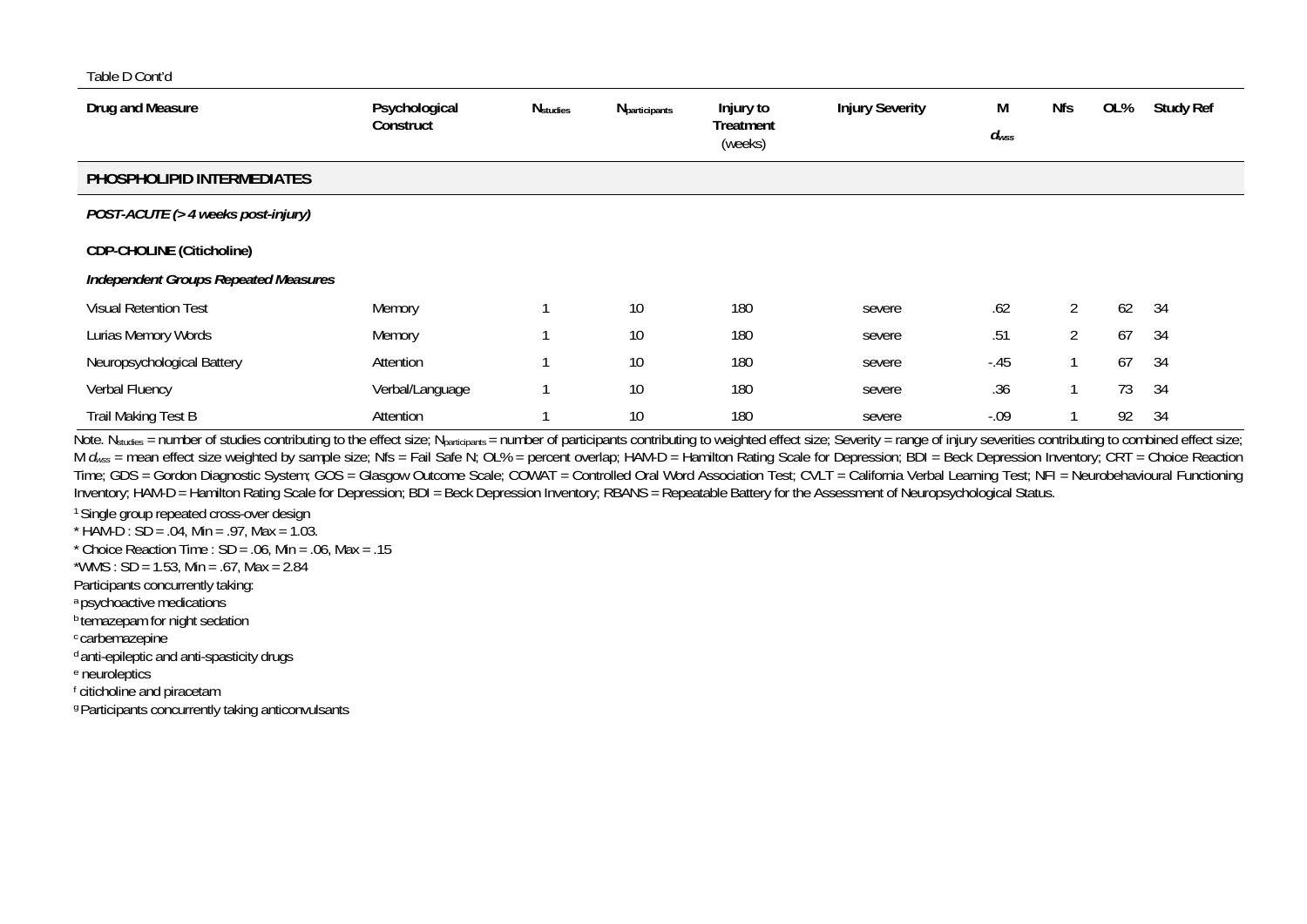Table D Cont'd

| Drug and Measure | Psychological Construct | $N_{studies}$ | $N_{participants}$ | Injury to Treatment (weeks) | Injury Severity | M $d_{wss}$ | Nfs | OL% | Study Ref |
|---|---|---|---|---|---|---|---|---|---|
| **PHOSPHOLIPID INTERMEDIATES** | | | | | | | | | |
| ***POST-ACUTE (> 4 weeks post-injury)*** | | | | | | | | | |
| **CDP-CHOLINE (Citicholine)** | | | | | | | | | |
| ***Independent Groups Repeated Measures*** | | | | | | | | | |
| Visual Retention Test | Memory | 1 | 10 | 180 | severe | .62 | 2 | 62 | 34 |
| Lurias Memory Words | Memory | 1 | 10 | 180 | severe | .51 | 2 | 67 | 34 |
| Neuropsychological Battery | Attention | 1 | 10 | 180 | severe | -.45 | 1 | 67 | 34 |
| Verbal Fluency | Verbal/Language | 1 | 10 | 180 | severe | .36 | 1 | 73 | 34 |
| Trail Making Test B | Attention | 1 | 10 | 180 | severe | -.09 | 1 | 92 | 34 |

Note. $N_{studies}$ = number of studies contributing to the effect size; $N_{participants}$ = number of participants contributing to weighted effect size; Severity = range of injury severities contributing to combined effect size; M $d_{wss}$ = mean effect size weighted by sample size; Nfs = Fail Safe N; OL% = percent overlap; HAM-D = Hamilton Rating Scale for Depression; BDI = Beck Depression Inventory; CRT = Choice Reaction Time; GDS = Gordon Diagnostic System; GOS = Glasgow Outcome Scale; COWAT = Controlled Oral Word Association Test; CVLT = California Verbal Learning Test; NFI = Neurobehavioural Functioning Inventory; HAM-D = Hamilton Rating Scale for Depression; BDI = Beck Depression Inventory; RBANS = Repeatable Battery for the Assessment of Neuropsychological Status.

[1] Single group repeated cross-over design

* HAM-D : SD = .04, Min = .97, Max = 1.03.

* Choice Reaction Time : SD = .06, Min = .06, Max = .15

*WMS : SD = 1.53, Min = .67, Max = 2.84

Participants concurrently taking:

[a] psychoactive medications

[b] temazepam for night sedation

[c] carbemazepine

[d] anti-epileptic and anti-spasticity drugs

[e] neuroleptics

[f] citicholine and piracetam

[g] Participants concurrently taking anticonvulsants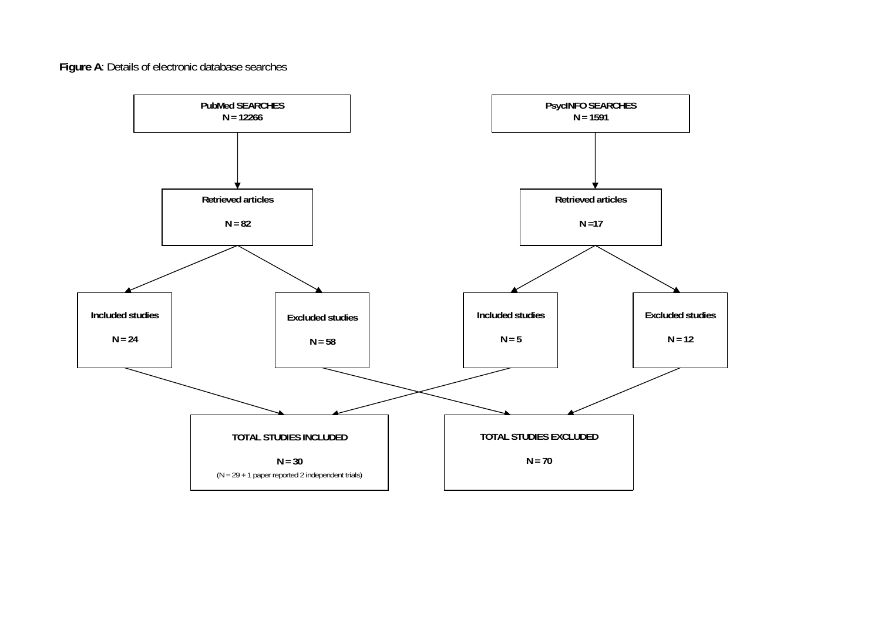**Figure A**: Details of electronic database searches

**PubMed SEARCHES**
**N = 12266**

**Retrieved articles**
**N = 82**

**Included studies**
**N = 24**

**Excluded studies**
**N = 58**

**PsycINFO SEARCHES**
**N = 1591**

**Retrieved articles**
**N =17**

**Included studies**
**N = 5**

**Excluded studies**
**N = 12**

**TOTAL STUDIES INCLUDED**
**N = 30**
(N = 29 + 1 paper reported 2 independent trials)

**TOTAL STUDIES EXCLUDED**
**N = 70**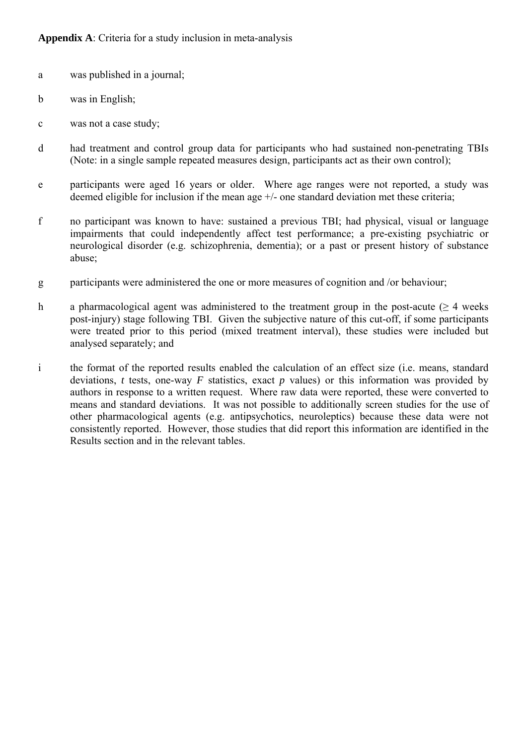**Appendix A**: Criteria for a study inclusion in meta-analysis

a was published in a journal;

b was in English;

c was not a case study;

d had treatment and control group data for participants who had sustained non-penetrating TBIs (Note: in a single sample repeated measures design, participants act as their own control);

e participants were aged 16 years or older. Where age ranges were not reported, a study was deemed eligible for inclusion if the mean age +/- one standard deviation met these criteria;

f no participant was known to have: sustained a previous TBI; had physical, visual or language impairments that could independently affect test performance; a pre-existing psychiatric or neurological disorder (e.g. schizophrenia, dementia); or a past or present history of substance abuse;

g participants were administered the one or more measures of cognition and /or behaviour;

h a pharmacological agent was administered to the treatment group in the post-acute ($\geq$ 4 weeks post-injury) stage following TBI. Given the subjective nature of this cut-off, if some participants were treated prior to this period (mixed treatment interval), these studies were included but analysed separately; and

i the format of the reported results enabled the calculation of an effect size (i.e. means, standard deviations, *t* tests, one-way *F* statistics, exact *p* values) or this information was provided by authors in response to a written request. Where raw data were reported, these were converted to means and standard deviations. It was not possible to additionally screen studies for the use of other pharmacological agents (e.g. antipsychotics, neuroleptics) because these data were not consistently reported. However, those studies that did report this information are identified in the Results section and in the relevant tables.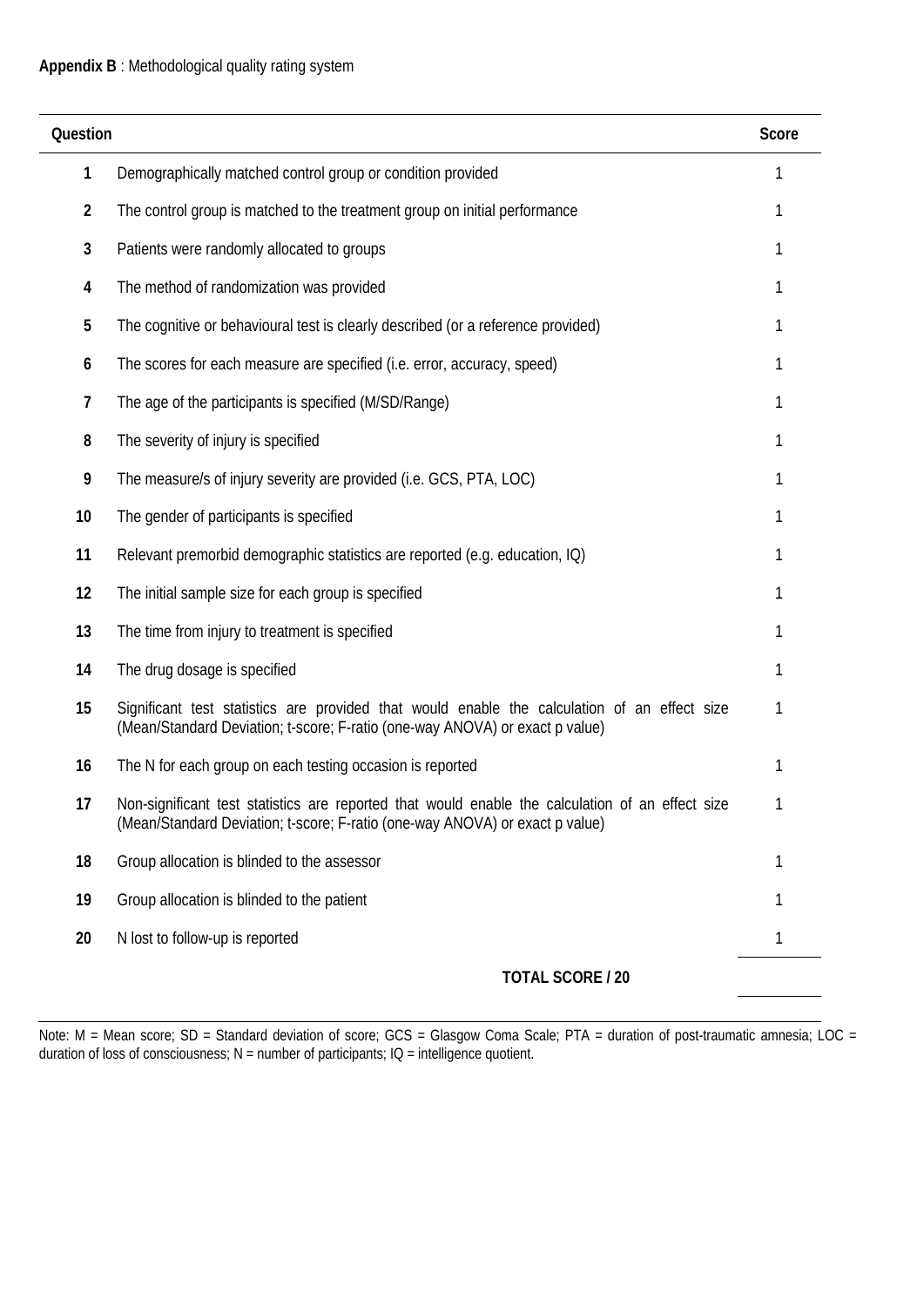**Appendix B** : Methodological quality rating system

| Question | | Score |
|---|---|---|
| 1 | Demographically matched control group or condition provided | 1 |
| 2 | The control group is matched to the treatment group on initial performance | 1 |
| 3 | Patients were randomly allocated to groups | 1 |
| 4 | The method of randomization was provided | 1 |
| 5 | The cognitive or behavioural test is clearly described (or a reference provided) | 1 |
| 6 | The scores for each measure are specified (i.e. error, accuracy, speed) | 1 |
| 7 | The age of the participants is specified (M/SD/Range) | 1 |
| 8 | The severity of injury is specified | 1 |
| 9 | The measure/s of injury severity are provided (i.e. GCS, PTA, LOC) | 1 |
| 10 | The gender of participants is specified | 1 |
| 11 | Relevant premorbid demographic statistics are reported (e.g. education, IQ) | 1 |
| 12 | The initial sample size for each group is specified | 1 |
| 13 | The time from injury to treatment is specified | 1 |
| 14 | The drug dosage is specified | 1 |
| 15 | Significant test statistics are provided that would enable the calculation of an effect size (Mean/Standard Deviation; t-score; F-ratio (one-way ANOVA) or exact p value) | 1 |
| 16 | The N for each group on each testing occasion is reported | 1 |
| 17 | Non-significant test statistics are reported that would enable the calculation of an effect size (Mean/Standard Deviation; t-score; F-ratio (one-way ANOVA) or exact p value) | 1 |
| 18 | Group allocation is blinded to the assessor | 1 |
| 19 | Group allocation is blinded to the patient | 1 |
| 20 | N lost to follow-up is reported | 1 |
| | **TOTAL SCORE / 20** | |

Note: M = Mean score; SD = Standard deviation of score; GCS = Glasgow Coma Scale; PTA = duration of post-traumatic amnesia; LOC = duration of loss of consciousness; N = number of participants; IQ = intelligence quotient.